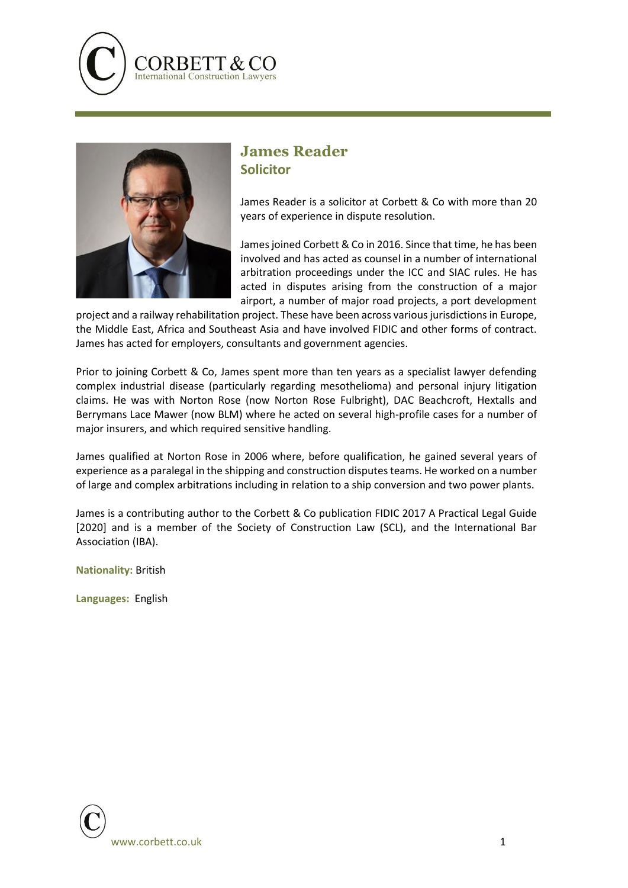# James Reader

## Solicitor

James Reader is a solicitor at Corbett & Co with more than 20 years of experience in dispute resolution.

James joined Corbett & Co in 2016. Since that time, he has been involved and has acted as counsel in a number of international arbitration proceedings under the ICC and SIAC rules. He has acted in disputes arising from the construction of a major airport, a number of major road projects, a port development project and a railway rehabilitation project. These have been across various jurisdictions in Europe, the Middle East, Africa and Southeast Asia and have involved FIDIC and other forms of contract. James has acted for employers, consultants and government agencies.

Prior to joining Corbett & Co, James spent more than ten years as a specialist lawyer defending complex industrial disease (particularly regarding mesothelioma) and personal injury litigation claims. He was with Norton Rose (now Norton Rose Fulbright), DAC Beachcroft, Hextalls and Berrymans Lace Mawer (now BLM) where he acted on several high-profile cases for a number of major insurers, and which required sensitive handling.

James qualified at Norton Rose in 2006 where, before qualification, he gained several years of experience as a paralegal in the shipping and construction disputes teams. He worked on a number of large and complex arbitrations including in relation to a ship conversion and two power plants.

James is a contributing author to the Corbett & Co publication FIDIC 2017 A Practical Legal Guide [2020] and is a member of the Society of Construction Law (SCL), and the International Bar Association (IBA).

**Nationality:** British

**Languages:** English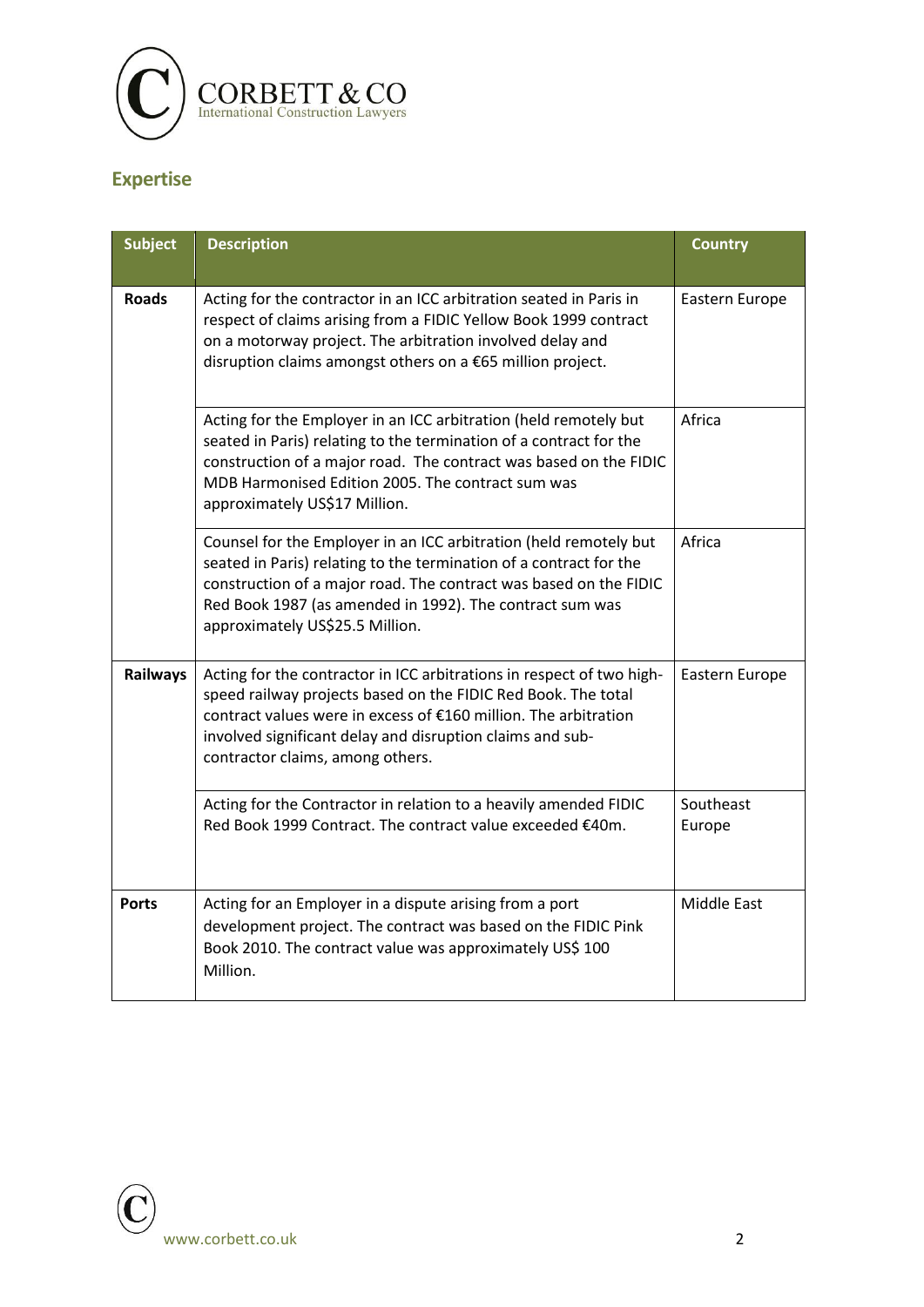## Expertise

| Subject | Description | Country |
|---|---|---|
| **Roads** | Acting for the contractor in an ICC arbitration seated in Paris in respect of claims arising from a FIDIC Yellow Book 1999 contract on a motorway project. The arbitration involved delay and disruption claims amongst others on a €65 million project. | Eastern Europe |
| | Acting for the Employer in an ICC arbitration (held remotely but seated in Paris) relating to the termination of a contract for the construction of a major road. The contract was based on the FIDIC MDB Harmonised Edition 2005. The contract sum was approximately US$17 Million. | Africa |
| | Counsel for the Employer in an ICC arbitration (held remotely but seated in Paris) relating to the termination of a contract for the construction of a major road. The contract was based on the FIDIC Red Book 1987 (as amended in 1992). The contract sum was approximately US$25.5 Million. | Africa |
| **Railways** | Acting for the contractor in ICC arbitrations in respect of two high-speed railway projects based on the FIDIC Red Book. The total contract values were in excess of €160 million. The arbitration involved significant delay and disruption claims and sub-contractor claims, among others. | Eastern Europe |
| | Acting for the Contractor in relation to a heavily amended FIDIC Red Book 1999 Contract. The contract value exceeded €40m. | Southeast Europe |
| **Ports** | Acting for an Employer in a dispute arising from a port development project. The contract was based on the FIDIC Pink Book 2010. The contract value was approximately US$ 100 Million. | Middle East |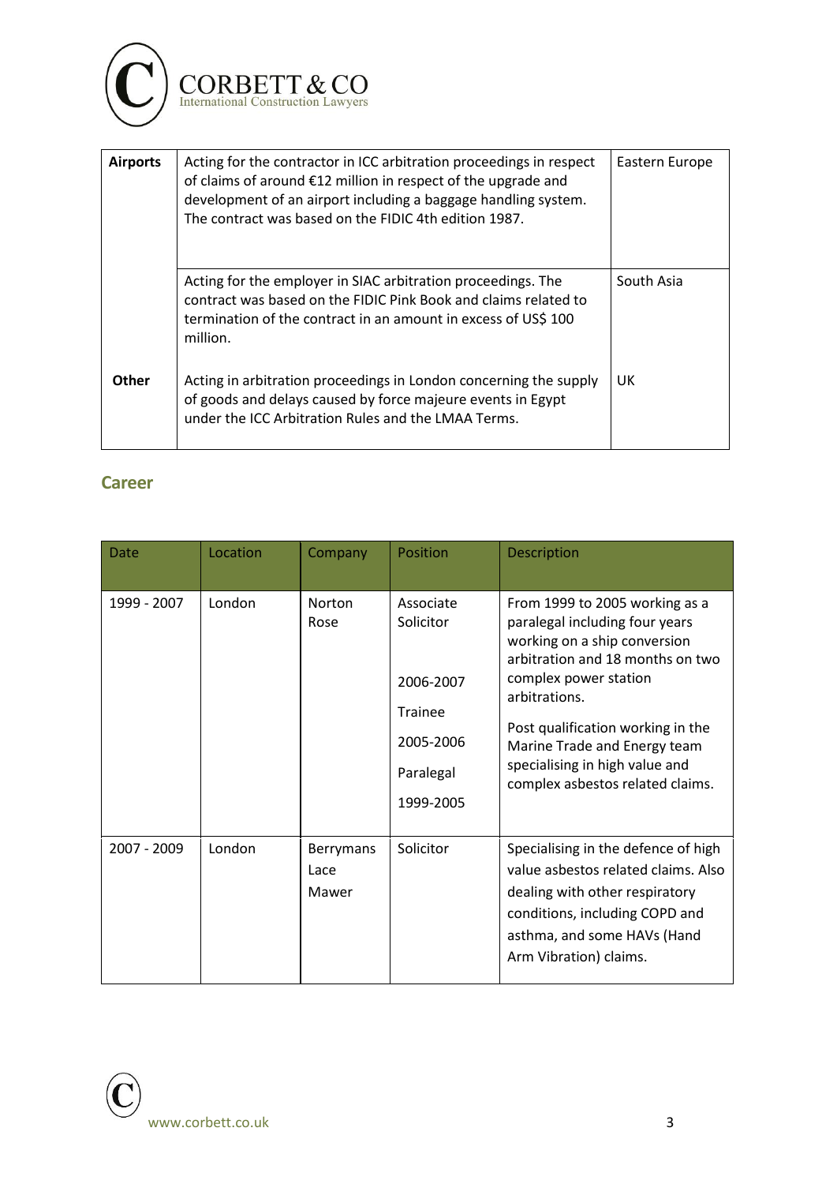| **Airports** | Acting for the contractor in ICC arbitration proceedings in respect of claims of around €12 million in respect of the upgrade and development of an airport including a baggage handling system. The contract was based on the FIDIC 4th edition 1987. | Eastern Europe |
|---|---|---|
| | Acting for the employer in SIAC arbitration proceedings. The contract was based on the FIDIC Pink Book and claims related to termination of the contract in an amount in excess of US$ 100 million. | South Asia |
| **Other** | Acting in arbitration proceedings in London concerning the supply of goods and delays caused by force majeure events in Egypt under the ICC Arbitration Rules and the LMAA Terms. | UK |

## Career

| Date | Location | Company | Position | Description |
|---|---|---|---|---|
| 1999 - 2007 | London | Norton Rose | Associate Solicitor 2006-2007 Trainee 2005-2006 Paralegal 1999-2005 | From 1999 to 2005 working as a paralegal including four years working on a ship conversion arbitration and 18 months on two complex power station arbitrations. Post qualification working in the Marine Trade and Energy team specialising in high value and complex asbestos related claims. |
| 2007 - 2009 | London | Berrymans Lace Mawer | Solicitor | Specialising in the defence of high value asbestos related claims. Also dealing with other respiratory conditions, including COPD and asthma, and some HAVs (Hand Arm Vibration) claims. |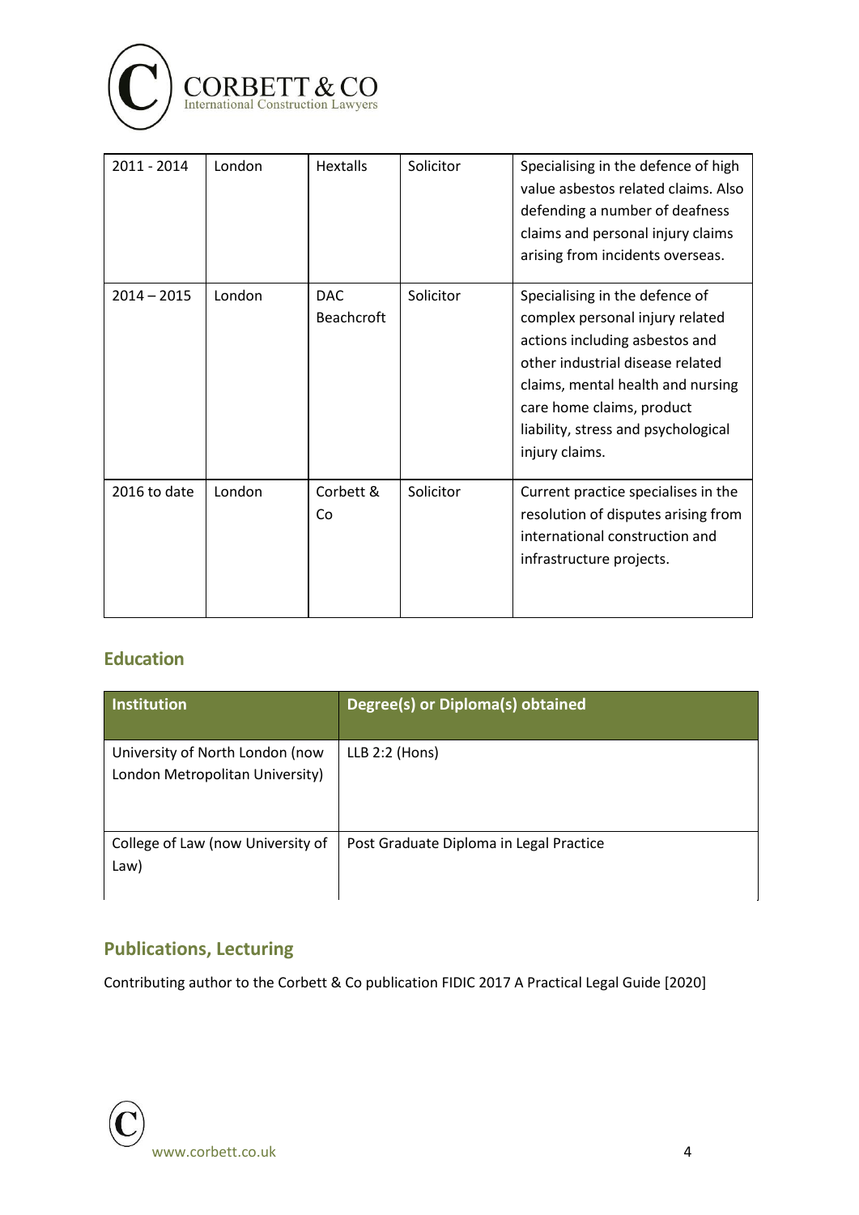| 2011 - 2014 | London | Hextalls | Solicitor | Specialising in the defence of high value asbestos related claims. Also defending a number of deafness claims and personal injury claims arising from incidents overseas. |
|---|---|---|---|---|
| 2014 – 2015 | London | DAC Beachcroft | Solicitor | Specialising in the defence of complex personal injury related actions including asbestos and other industrial disease related claims, mental health and nursing care home claims, product liability, stress and psychological injury claims. |
| 2016 to date | London | Corbett & Co | Solicitor | Current practice specialises in the resolution of disputes arising from international construction and infrastructure projects. |

## Education

| Institution | Degree(s) or Diploma(s) obtained |
|---|---|
| University of North London (now London Metropolitan University) | LLB 2:2 (Hons) |
| College of Law (now University of Law) | Post Graduate Diploma in Legal Practice |

## Publications, Lecturing

Contributing author to the Corbett & Co publication FIDIC 2017 A Practical Legal Guide [2020]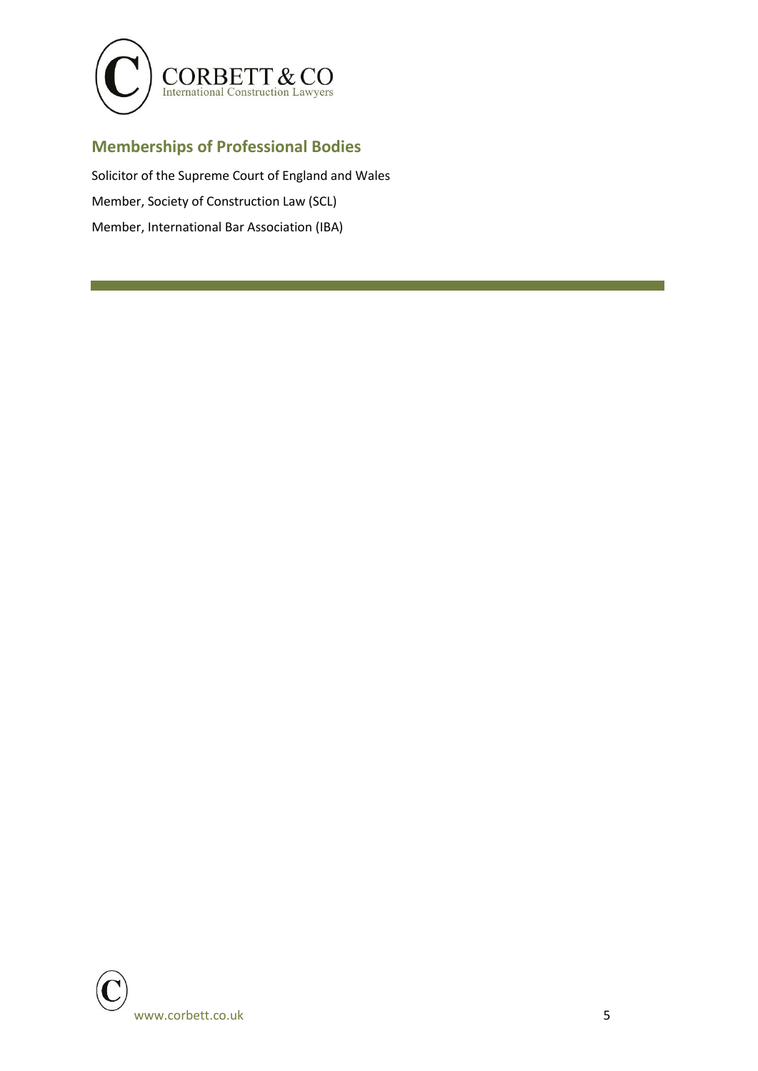## Memberships of Professional Bodies

Solicitor of the Supreme Court of England and Wales

Member, Society of Construction Law (SCL)

Member, International Bar Association (IBA)